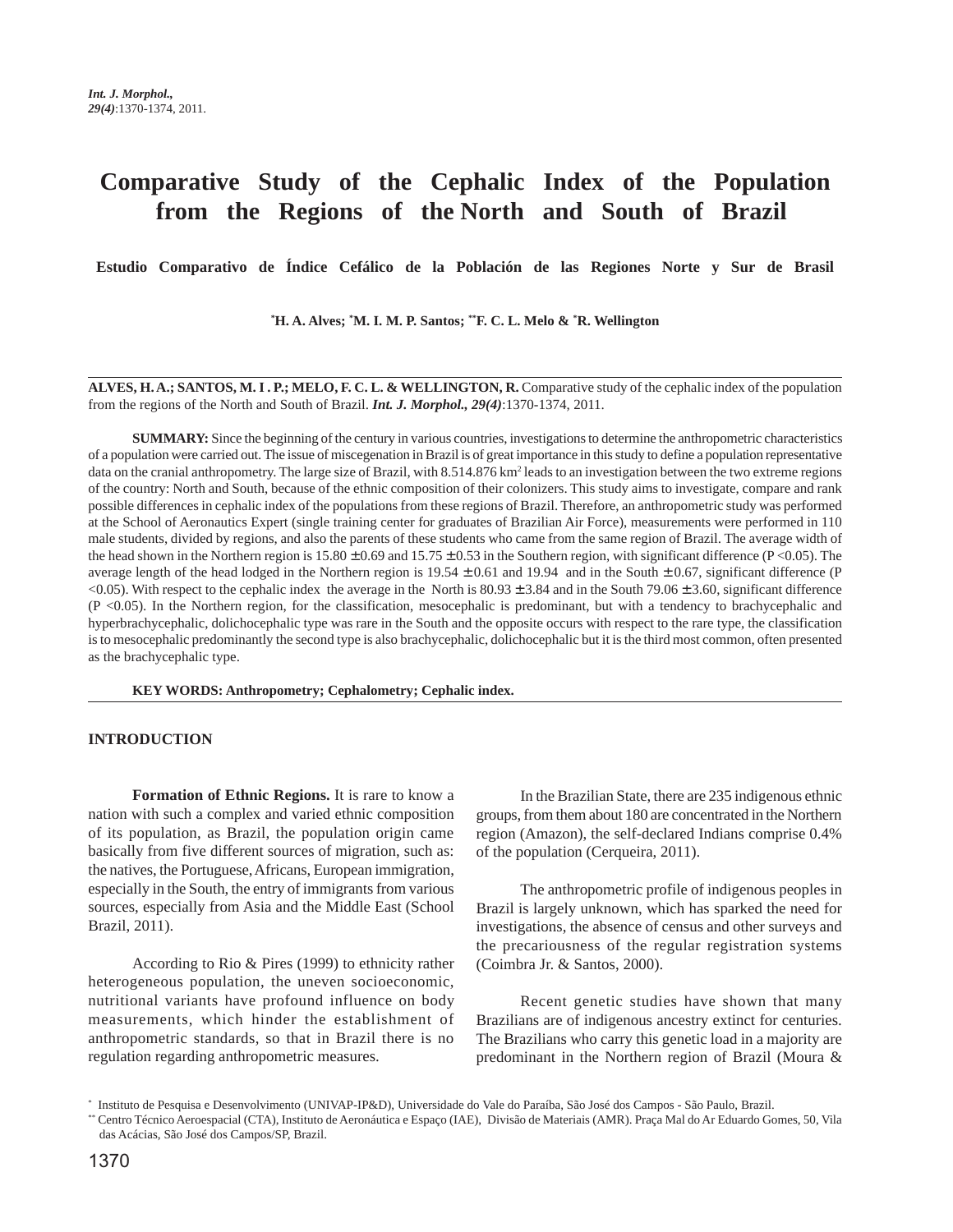# Comparative Study of the Cephalic Index of the Population from the Regions of the North and South of Brazil

**Estudio Comparativo de Índice Cefálico de la Población de las Regiones Norte y Sur de Brasil**

**[*]H. A. Alves; [*]M. I. M. P. Santos; [**]F. C. L. Melo & [*]R. Wellington**

**ALVES, H. A.; SANTOS, M. I . P.; MELO, F. C. L. & WELLINGTON, R.** Comparative study of the cephalic index of the population from the regions of the North and South of Brazil. ***Int. J. Morphol., 29(4)***:1370-1374, 2011.

**SUMMARY:** Since the beginning of the century in various countries, investigations to determine the anthropometric characteristics of a population were carried out. The issue of miscegenation in Brazil is of great importance in this study to define a population representative data on the cranial anthropometry. The large size of Brazil, with 8.514.876 km$^2$ leads to an investigation between the two extreme regions of the country: North and South, because of the ethnic composition of their colonizers. This study aims to investigate, compare and rank possible differences in cephalic index of the populations from these regions of Brazil. Therefore, an anthropometric study was performed at the School of Aeronautics Expert (single training center for graduates of Brazilian Air Force), measurements were performed in 110 male students, divided by regions, and also the parents of these students who came from the same region of Brazil. The average width of the head shown in the Northern region is 15.80 ± 0.69 and 15.75 ± 0.53 in the Southern region, with significant difference ($P < 0.05$). The average length of the head lodged in the Northern region is 19.54 ± 0.61 and 19.94 and in the South ± 0.67, significant difference ($P < 0.05$). With respect to the cephalic index the average in the North is 80.93 ± 3.84 and in the South 79.06 ± 3.60, significant difference ($P < 0.05$). In the Northern region, for the classification, mesocephalic is predominant, but with a tendency to brachycephalic and hyperbrachycephalic, dolichocephalic type was rare in the South and the opposite occurs with respect to the rare type, the classification is to mesocephalic predominantly the second type is also brachycephalic, dolichocephalic but it is the third most common, often presented as the brachycephalic type.

**KEY WORDS: Anthropometry; Cephalometry; Cephalic index.**

## INTRODUCTION

**Formation of Ethnic Regions.** It is rare to know a nation with such a complex and varied ethnic composition of its population, as Brazil, the population origin came basically from five different sources of migration, such as: the natives, the Portuguese, Africans, European immigration, especially in the South, the entry of immigrants from various sources, especially from Asia and the Middle East (School Brazil, 2011).

According to Rio & Pires (1999) to ethnicity rather heterogeneous population, the uneven socioeconomic, nutritional variants have profound influence on body measurements, which hinder the establishment of anthropometric standards, so that in Brazil there is no regulation regarding anthropometric measures.

In the Brazilian State, there are 235 indigenous ethnic groups, from them about 180 are concentrated in the Northern region (Amazon), the self-declared Indians comprise 0.4% of the population (Cerqueira, 2011).

The anthropometric profile of indigenous peoples in Brazil is largely unknown, which has sparked the need for investigations, the absence of census and other surveys and the precariousness of the regular registration systems (Coimbra Jr. & Santos, 2000).

Recent genetic studies have shown that many Brazilians are of indigenous ancestry extinct for centuries. The Brazilians who carry this genetic load in a majority are predominant in the Northern region of Brazil (Moura &

[*] Instituto de Pesquisa e Desenvolvimento (UNIVAP-IP&D), Universidade do Vale do Paraíba, São José dos Campos - São Paulo, Brazil.
[**] Centro Técnico Aeroespacial (CTA), Instituto de Aeronáutica e Espaço (IAE), Divisão de Materiais (AMR). Praça Mal do Ar Eduardo Gomes, 50, Vila das Acácias, São José dos Campos/SP, Brazil.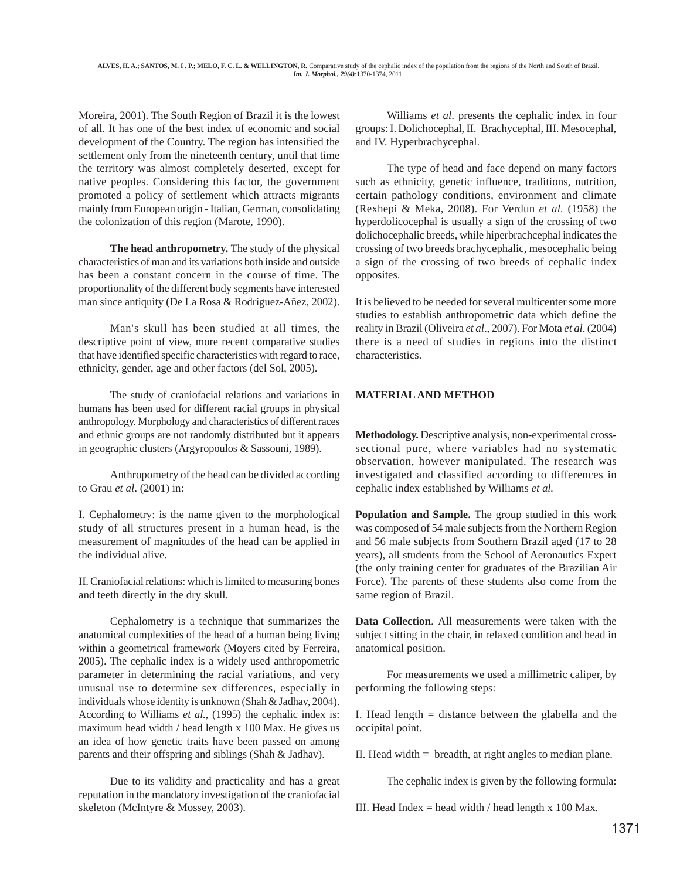Moreira, 2001). The South Region of Brazil it is the lowest of all. It has one of the best index of economic and social development of the Country. The region has intensified the settlement only from the nineteenth century, until that time the territory was almost completely deserted, except for native peoples. Considering this factor, the government promoted a policy of settlement which attracts migrants mainly from European origin - Italian, German, consolidating the colonization of this region (Marote, 1990).

**The head anthropometry.** The study of the physical characteristics of man and its variations both inside and outside has been a constant concern in the course of time. The proportionality of the different body segments have interested man since antiquity (De La Rosa & Rodriguez-Añez, 2002).

Man's skull has been studied at all times, the descriptive point of view, more recent comparative studies that have identified specific characteristics with regard to race, ethnicity, gender, age and other factors (del Sol, 2005).

The study of craniofacial relations and variations in humans has been used for different racial groups in physical anthropology. Morphology and characteristics of different races and ethnic groups are not randomly distributed but it appears in geographic clusters (Argyropoulos & Sassouni, 1989).

Anthropometry of the head can be divided according to Grau *et al*. (2001) in:

I. Cephalometry: is the name given to the morphological study of all structures present in a human head, is the measurement of magnitudes of the head can be applied in the individual alive.

II. Craniofacial relations: which is limited to measuring bones and teeth directly in the dry skull.

Cephalometry is a technique that summarizes the anatomical complexities of the head of a human being living within a geometrical framework (Moyers cited by Ferreira, 2005). The cephalic index is a widely used anthropometric parameter in determining the racial variations, and very unusual use to determine sex differences, especially in individuals whose identity is unknown (Shah & Jadhav, 2004). According to Williams *et al.,* (1995) the cephalic index is: maximum head width / head length x 100 Max. He gives us an idea of how genetic traits have been passed on among parents and their offspring and siblings (Shah & Jadhav).

Due to its validity and practicality and has a great reputation in the mandatory investigation of the craniofacial skeleton (McIntyre & Mossey, 2003).

Williams *et al*. presents the cephalic index in four groups: I. Dolichocephal, II. Brachycephal, III. Mesocephal, and IV. Hyperbrachycephal.

The type of head and face depend on many factors such as ethnicity, genetic influence, traditions, nutrition, certain pathology conditions, environment and climate (Rexhepi & Meka, 2008). For Verdun *et al.* (1958) the hyperdolicocephal is usually a sign of the crossing of two dolichocephalic breeds, while hiperbrachcephal indicates the crossing of two breeds brachycephalic, mesocephalic being a sign of the crossing of two breeds of cephalic index opposites.

It is believed to be needed for several multicenter some more studies to establish anthropometric data which define the reality in Brazil (Oliveira *et al*., 2007). For Mota *et al*. (2004) there is a need of studies in regions into the distinct characteristics.

## MATERIAL AND METHOD

**Methodology.** Descriptive analysis, non-experimental cross-sectional pure, where variables had no systematic observation, however manipulated. The research was investigated and classified according to differences in cephalic index established by Williams *et al.*

**Population and Sample.** The group studied in this work was composed of 54 male subjects from the Northern Region and 56 male subjects from Southern Brazil aged (17 to 28 years), all students from the School of Aeronautics Expert (the only training center for graduates of the Brazilian Air Force). The parents of these students also come from the same region of Brazil.

**Data Collection.** All measurements were taken with the subject sitting in the chair, in relaxed condition and head in anatomical position.

For measurements we used a millimetric caliper, by performing the following steps:

I. Head length = distance between the glabella and the occipital point.

II. Head width = breadth, at right angles to median plane.

The cephalic index is given by the following formula:

III. Head Index = head width / head length x 100 Max.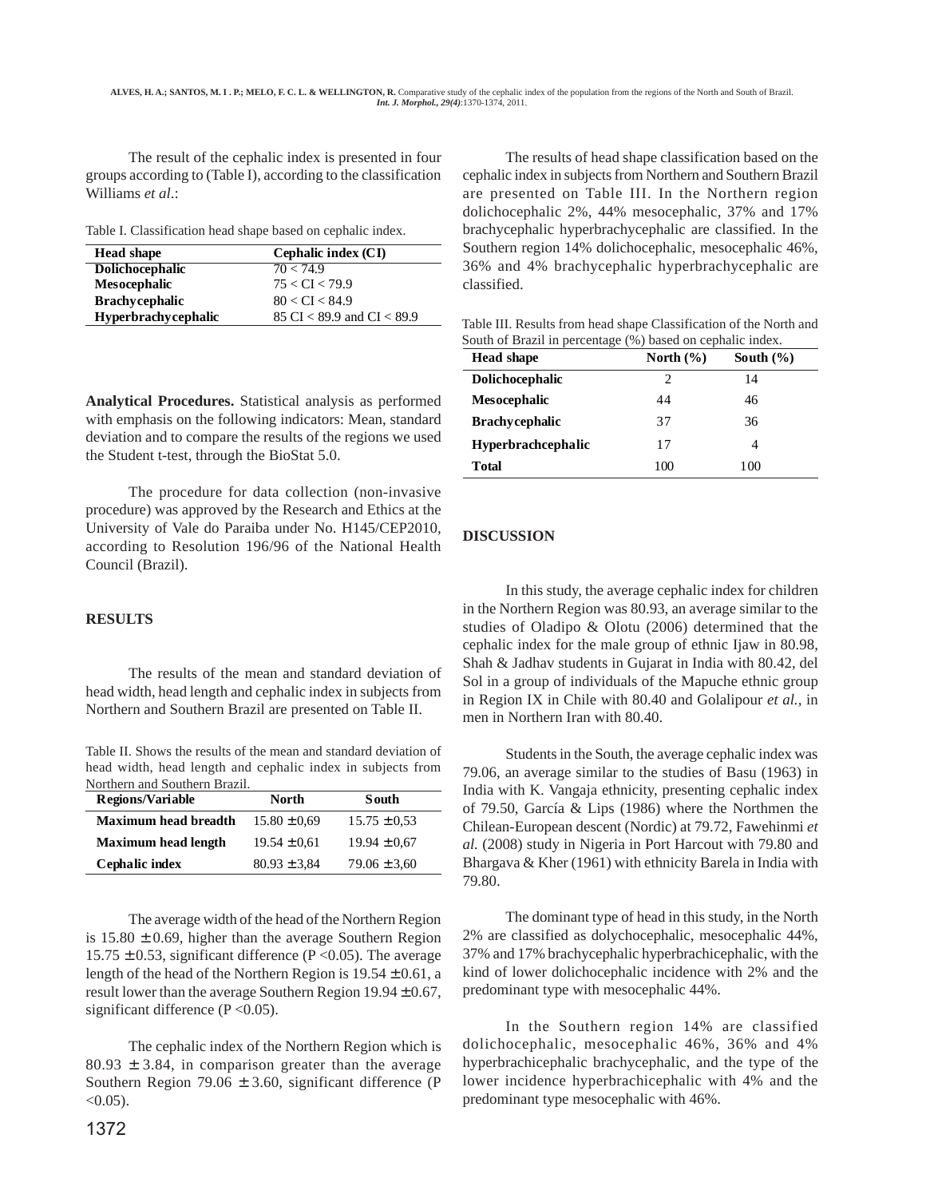The result of the cephalic index is presented in four groups according to (Table I), according to the classification Williams *et al*.:

Table I. Classification head shape based on cephalic index.

| Head shape | Cephalic index (CI) |
|---|---|
| **Dolichocephalic** | 70 < 74.9 |
| **Mesocephalic** | 75 < CI < 79.9 |
| **Brachycephalic** | 80 < CI < 84.9 |
| **Hyperbrachycephalic** | 85 CI < 89.9 and CI < 89.9 |

**Analytical Procedures.** Statistical analysis as performed with emphasis on the following indicators: Mean, standard deviation and to compare the results of the regions we used the Student t-test, through the BioStat 5.0.

The procedure for data collection (non-invasive procedure) was approved by the Research and Ethics at the University of Vale do Paraiba under No. H145/CEP2010, according to Resolution 196/96 of the National Health Council (Brazil).

## RESULTS

The results of the mean and standard deviation of head width, head length and cephalic index in subjects from Northern and Southern Brazil are presented on Table II.

Table II. Shows the results of the mean and standard deviation of head width, head length and cephalic index in subjects from Northern and Southern Brazil.

| Regions/Variable | North | South |
|---|---|---|
| **Maximum head breadth** | 15.80 ± 0,69 | 15.75 ± 0,53 |
| **Maximum head length** | 19.54 ± 0,61 | 19.94 ± 0,67 |
| **Cephalic index** | 80.93 ± 3,84 | 79.06 ± 3,60 |

The average width of the head of the Northern Region is 15.80 ± 0.69, higher than the average Southern Region 15.75 ± 0.53, significant difference (P <0.05). The average length of the head of the Northern Region is 19.54 ± 0.61, a result lower than the average Southern Region 19.94 ± 0.67, significant difference (P <0.05).

The cephalic index of the Northern Region which is 80.93 ± 3.84, in comparison greater than the average Southern Region 79.06 ± 3.60, significant difference (P <0.05).

The results of head shape classification based on the cephalic index in subjects from Northern and Southern Brazil are presented on Table III. In the Northern region dolichocephalic 2%, 44% mesocephalic, 37% and 17% brachycephalic hyperbrachycephalic are classified. In the Southern region 14% dolichocephalic, mesocephalic 46%, 36% and 4% brachycephalic hyperbrachycephalic are classified.

Table III. Results from head shape Classification of the North and South of Brazil in percentage (%) based on cephalic index.

| Head shape | North (%) | South (%) |
|---|---|---|
| **Dolichocephalic** | 2 | 14 |
| **Mesocephalic** | 44 | 46 |
| **Brachycephalic** | 37 | 36 |
| **Hyperbrachcephalic** | 17 | 4 |
| **Total** | 100 | 100 |

## DISCUSSION

In this study, the average cephalic index for children in the Northern Region was 80.93, an average similar to the studies of Oladipo & Olotu (2006) determined that the cephalic index for the male group of ethnic Ijaw in 80.98, Shah & Jadhav students in Gujarat in India with 80.42, del Sol in a group of individuals of the Mapuche ethnic group in Region IX in Chile with 80.40 and Golalipour *et al.*, in men in Northern Iran with 80.40.

Students in the South, the average cephalic index was 79.06, an average similar to the studies of Basu (1963) in India with K. Vangaja ethnicity, presenting cephalic index of 79.50, García & Lips (1986) where the Northmen the Chilean-European descent (Nordic) at 79.72, Fawehinmi *et al.* (2008) study in Nigeria in Port Harcout with 79.80 and Bhargava & Kher (1961) with ethnicity Barela in India with 79.80.

The dominant type of head in this study, in the North 2% are classified as dolychocephalic, mesocephalic 44%, 37% and 17% brachycephalic hyperbrachicephalic, with the kind of lower dolichocephalic incidence with 2% and the predominant type with mesocephalic 44%.

In the Southern region 14% are classified dolichocephalic, mesocephalic 46%, 36% and 4% hyperbrachicephalic brachycephalic, and the type of the lower incidence hyperbrachicephalic with 4% and the predominant type mesocephalic with 46%.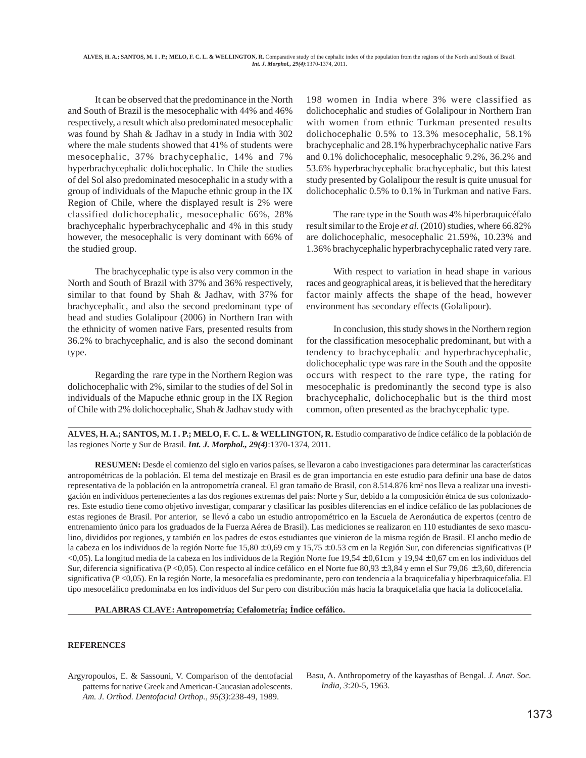It can be observed that the predominance in the North and South of Brazil is the mesocephalic with 44% and 46% respectively, a result which also predominated mesocephalic was found by Shah & Jadhav in a study in India with 302 where the male students showed that 41% of students were mesocephalic, 37% brachycephalic, 14% and 7% hyperbrachycephalic dolichocephalic. In Chile the studies of del Sol also predominated mesocephalic in a study with a group of individuals of the Mapuche ethnic group in the IX Region of Chile, where the displayed result is 2% were classified dolichocephalic, mesocephalic 66%, 28% brachycephalic hyperbrachycephalic and 4% in this study however, the mesocephalic is very dominant with 66% of the studied group.

The brachycephalic type is also very common in the North and South of Brazil with 37% and 36% respectively, similar to that found by Shah & Jadhav, with 37% for brachycephalic, and also the second predominant type of head and studies Golalipour (2006) in Northern Iran with the ethnicity of women native Fars, presented results from 36.2% to brachycephalic, and is also the second dominant type.

Regarding the rare type in the Northern Region was dolichocephalic with 2%, similar to the studies of del Sol in individuals of the Mapuche ethnic group in the IX Region of Chile with 2% dolichocephalic, Shah & Jadhav study with 198 women in India where 3% were classified as dolichocephalic and studies of Golalipour in Northern Iran with women from ethnic Turkman presented results dolichocephalic 0.5% to 13.3% mesocephalic, 58.1% brachycephalic and 28.1% hyperbrachycephalic native Fars and 0.1% dolichocephalic, mesocephalic 9.2%, 36.2% and 53.6% hyperbrachycephalic brachycephalic, but this latest study presented by Golalipour the result is quite unusual for dolichocephalic 0.5% to 0.1% in Turkman and native Fars.

The rare type in the South was 4% hiperbraquicéfalo result similar to the Eroje *et al.* (2010) studies, where 66.82% are dolichocephalic, mesocephalic 21.59%, 10.23% and 1.36% brachycephalic hyperbrachycephalic rated very rare.

With respect to variation in head shape in various races and geographical areas, it is believed that the hereditary factor mainly affects the shape of the head, however environment has secondary effects (Golalipour).

In conclusion, this study shows in the Northern region for the classification mesocephalic predominant, but with a tendency to brachycephalic and hyperbrachycephalic, dolichocephalic type was rare in the South and the opposite occurs with respect to the rare type, the rating for mesocephalic is predominantly the second type is also brachycephalic, dolichocephalic but is the third most common, often presented as the brachycephalic type.

---

**ALVES, H. A.; SANTOS, M. I . P.; MELO, F. C. L. & WELLINGTON, R.** Estudio comparativo de índice cefálico de la población de las regiones Norte y Sur de Brasil. ***Int. J. Morphol., 29(4)***:1370-1374, 2011.

**RESUMEN:** Desde el comienzo del siglo en varios países, se llevaron a cabo investigaciones para determinar las características antropométricas de la población. El tema del mestizaje en Brasil es de gran importancia en este estudio para definir una base de datos representativa de la población en la antropometría craneal. El gran tamaño de Brasil, con 8.514.876 km$^2$ nos lleva a realizar una investigación en individuos pertenecientes a las dos regiones extremas del país: Norte y Sur, debido a la composición étnica de sus colonizadores. Este estudio tiene como objetivo investigar, comparar y clasificar las posibles diferencias en el índice cefálico de las poblaciones de estas regiones de Brasil. Por anterior, se llevó a cabo un estudio antropométrico en la Escuela de Aeronáutica de expertos (centro de entrenamiento único para los graduados de la Fuerza Aérea de Brasil). Las mediciones se realizaron en 110 estudiantes de sexo masculino, divididos por regiones, y también en los padres de estos estudiantes que vinieron de la misma región de Brasil. El ancho medio de la cabeza en los individuos de la región Norte fue 15,80 ± 0,69 cm y 15,75 ± 0.53 cm en la Región Sur, con diferencias significativas (P <0,05). La longitud media de la cabeza en los individuos de la Región Norte fue 19,54 ± 0,61cm y 19,94 ± 0,67 cm en los individuos del Sur, diferencia significativa (P <0,05). Con respecto al índice cefálico en el Norte fue 80,93 ± 3,84 y emn el Sur 79,06 ± 3,60, diferencia significativa (P <0,05). En la región Norte, la mesocefalia es predominante, pero con tendencia a la braquicefalia y hiperbraquicefalia. El tipo mesocefálico predominaba en los individuos del Sur pero con distribución más hacia la braquicefalia que hacia la dolicocefalia.

**PALABRAS CLAVE: Antropometría; Cefalometría; Índice cefálico.**

---

## REFERENCES

Argyropoulos, E. & Sassouni, V. Comparison of the dentofacial patterns for native Greek and American-Caucasian adolescents. *Am. J. Orthod. Dentofacial Orthop., 95(3)*:238-49, 1989.

Basu, A. Anthropometry of the kayasthas of Bengal. *J. Anat. Soc. India, 3*:20-5, 1963.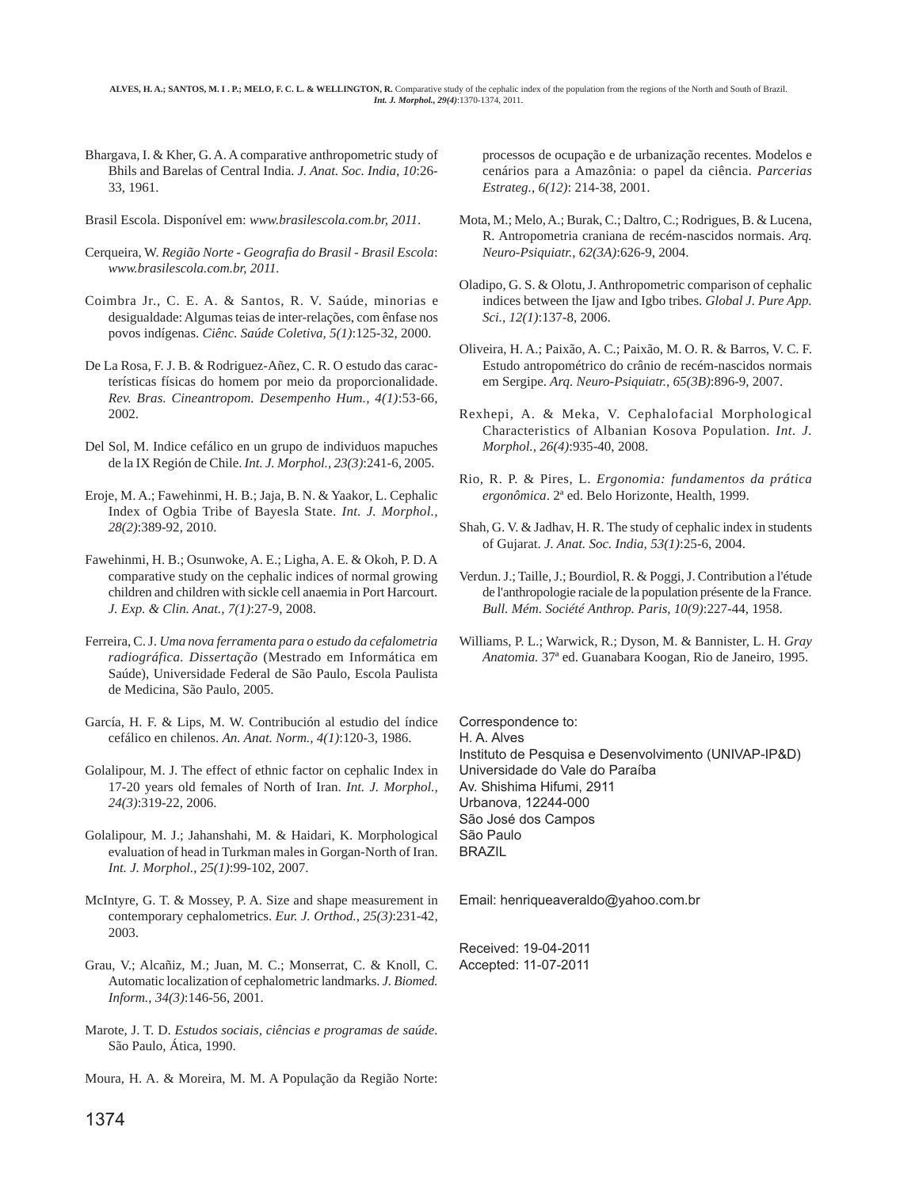Bhargava, I. & Kher, G. A. A comparative anthropometric study of Bhils and Barelas of Central India. *J. Anat. Soc. India, 10*:26-33, 1961.

Brasil Escola. Disponível em: *www.brasilescola.com.br, 2011*.

Cerqueira, W. *Região Norte - Geografia do Brasil - Brasil Escola*: *www.brasilescola.com.br, 2011.*

Coimbra Jr., C. E. A. & Santos, R. V. Saúde, minorias e desigualdade: Algumas teias de inter-relações, com ênfase nos povos indígenas. *Ciênc. Saúde Coletiva, 5(1)*:125-32, 2000.

De La Rosa, F. J. B. & Rodriguez-Añez, C. R. O estudo das características físicas do homem por meio da proporcionalidade. *Rev. Bras. Cineantropom. Desempenho Hum., 4(1)*:53-66, 2002.

Del Sol, M. Indice cefálico en un grupo de individuos mapuches de la IX Región de Chile. *Int. J. Morphol., 23(3)*:241-6, 2005.

Eroje, M. A.; Fawehinmi, H. B.; Jaja, B. N. & Yaakor, L. Cephalic Index of Ogbia Tribe of Bayesla State. *Int. J. Morphol., 28(2)*:389-92, 2010.

Fawehinmi, H. B.; Osunwoke, A. E.; Ligha, A. E. & Okoh, P. D. A comparative study on the cephalic indices of normal growing children and children with sickle cell anaemia in Port Harcourt. *J. Exp. & Clin. Anat., 7(1)*:27-9, 2008.

Ferreira, C. J. *Uma nova ferramenta para o estudo da cefalometria radiográfica. Dissertação* (Mestrado em Informática em Saúde), Universidade Federal de São Paulo, Escola Paulista de Medicina, São Paulo, 2005.

García, H. F. & Lips, M. W. Contribución al estudio del índice cefálico en chilenos. *An. Anat. Norm., 4(1)*:120-3, 1986.

Golalipour, M. J. The effect of ethnic factor on cephalic Index in 17-20 years old females of North of Iran. *Int. J. Morphol., 24(3)*:319-22, 2006.

Golalipour, M. J.; Jahanshahi, M. & Haidari, K. Morphological evaluation of head in Turkman males in Gorgan-North of Iran. *Int. J. Morphol., 25(1)*:99-102, 2007.

McIntyre, G. T. & Mossey, P. A. Size and shape measurement in contemporary cephalometrics. *Eur. J. Orthod., 25(3)*:231-42, 2003.

Grau, V.; Alcañiz, M.; Juan, M. C.; Monserrat, C. & Knoll, C. Automatic localization of cephalometric landmarks. *J. Biomed. Inform., 34(3)*:146-56, 2001.

Marote, J. T. D. *Estudos sociais, ciências e programas de saúde*. São Paulo, Ática, 1990.

Moura, H. A. & Moreira, M. M. A População da Região Norte: processos de ocupação e de urbanização recentes. Modelos e cenários para a Amazônia: o papel da ciência. *Parcerias Estrateg., 6(12)*: 214-38, 2001.

Mota, M.; Melo, A.; Burak, C.; Daltro, C.; Rodrigues, B. & Lucena, R. Antropometria craniana de recém-nascidos normais. *Arq. Neuro-Psiquiatr., 62(3A)*:626-9, 2004.

Oladipo, G. S. & Olotu, J. Anthropometric comparison of cephalic indices between the Ijaw and Igbo tribes. *Global J. Pure App. Sci., 12(1)*:137-8, 2006.

Oliveira, H. A.; Paixão, A. C.; Paixão, M. O. R. & Barros, V. C. F. Estudo antropométrico do crânio de recém-nascidos normais em Sergipe. *Arq. Neuro-Psiquiatr., 65(3B)*:896-9, 2007.

Rexhepi, A. & Meka, V. Cephalofacial Morphological Characteristics of Albanian Kosova Population. *Int. J. Morphol., 26(4)*:935-40, 2008.

Rio, R. P. & Pires, L. *Ergonomia: fundamentos da prática ergonômica*. 2ª ed. Belo Horizonte, Health, 1999.

Shah, G. V. & Jadhav, H. R. The study of cephalic index in students of Gujarat. *J. Anat. Soc. India, 53(1)*:25-6, 2004.

Verdun. J.; Taille, J.; Bourdiol, R. & Poggi, J. Contribution a l'étude de l'anthropologie raciale de la population présente de la France. *Bull. Mém. Société Anthrop. Paris, 10(9)*:227-44, 1958.

Williams, P. L.; Warwick, R.; Dyson, M. & Bannister, L. H. *Gray Anatomia.* 37ª ed. Guanabara Koogan, Rio de Janeiro, 1995.

Correspondence to:
H. A. Alves
Instituto de Pesquisa e Desenvolvimento (UNIVAP-IP&D)
Universidade do Vale do Paraíba
Av. Shishima Hifumi, 2911
Urbanova, 12244-000
São José dos Campos
São Paulo
BRAZIL

Email: henriqueaveraldo@yahoo.com.br

Received: 19-04-2011
Accepted: 11-07-2011